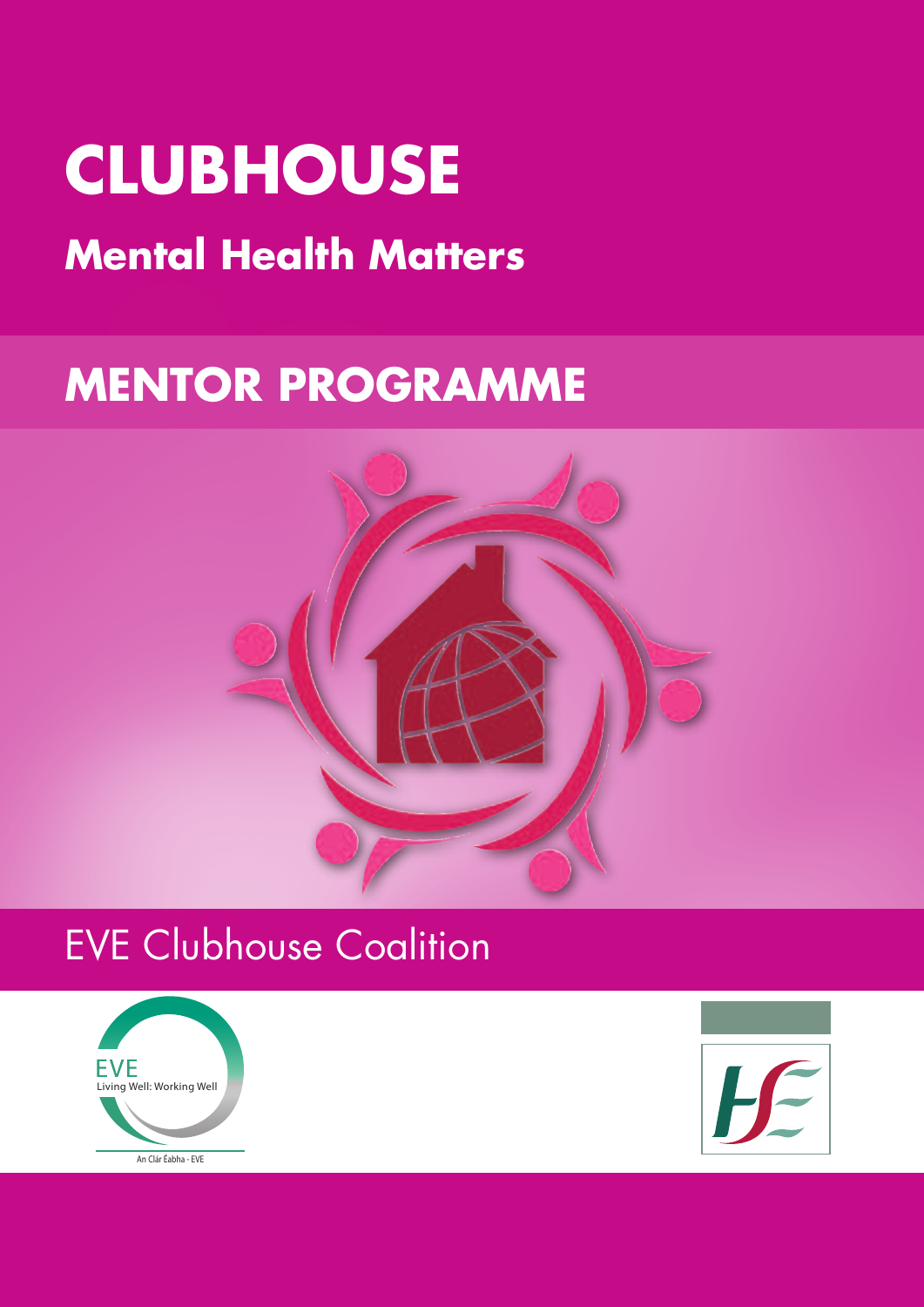# CLUBHOUSE

## Mental Health Matters

# MENTOR PROGRAMME

EVE Clubhouse Coalition

EVE
Living Well: Working Well

An Clár Éabha - EVE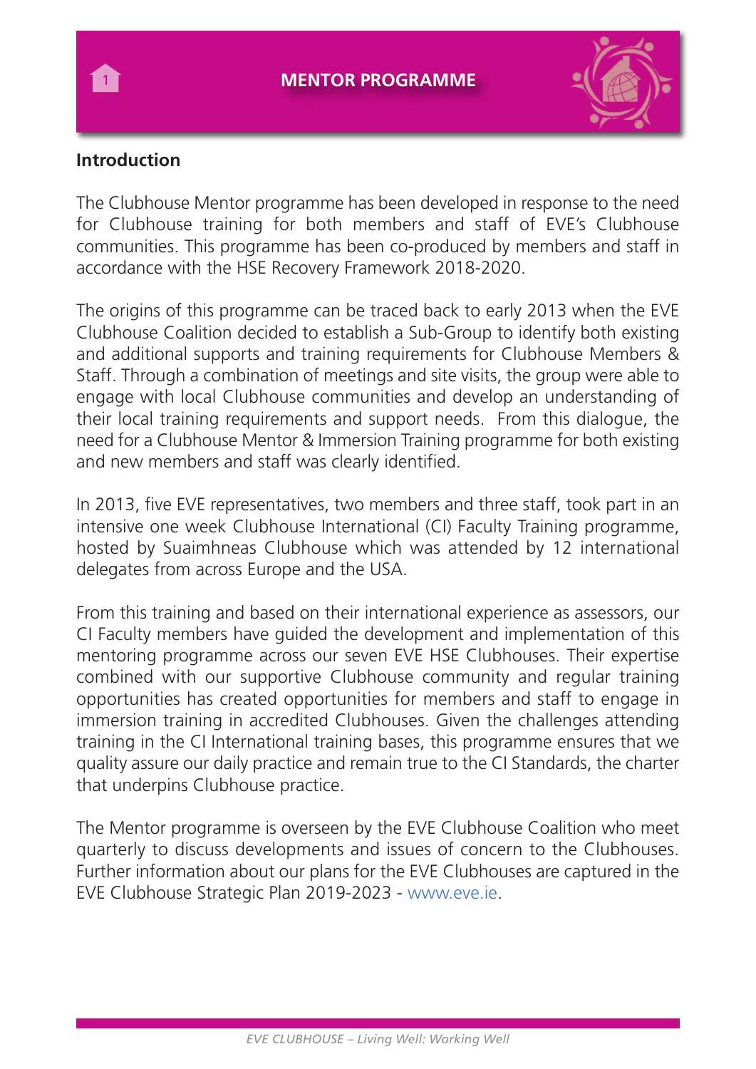# MENTOR PROGRAMME

## Introduction

The Clubhouse Mentor programme has been developed in response to the need for Clubhouse training for both members and staff of EVE's Clubhouse communities. This programme has been co-produced by members and staff in accordance with the HSE Recovery Framework 2018-2020.

The origins of this programme can be traced back to early 2013 when the EVE Clubhouse Coalition decided to establish a Sub-Group to identify both existing and additional supports and training requirements for Clubhouse Members & Staff. Through a combination of meetings and site visits, the group were able to engage with local Clubhouse communities and develop an understanding of their local training requirements and support needs. From this dialogue, the need for a Clubhouse Mentor & Immersion Training programme for both existing and new members and staff was clearly identified.

In 2013, five EVE representatives, two members and three staff, took part in an intensive one week Clubhouse International (CI) Faculty Training programme, hosted by Suaimhneas Clubhouse which was attended by 12 international delegates from across Europe and the USA.

From this training and based on their international experience as assessors, our CI Faculty members have guided the development and implementation of this mentoring programme across our seven EVE HSE Clubhouses. Their expertise combined with our supportive Clubhouse community and regular training opportunities has created opportunities for members and staff to engage in immersion training in accredited Clubhouses. Given the challenges attending training in the CI International training bases, this programme ensures that we quality assure our daily practice and remain true to the CI Standards, the charter that underpins Clubhouse practice.

The Mentor programme is overseen by the EVE Clubhouse Coalition who meet quarterly to discuss developments and issues of concern to the Clubhouses. Further information about our plans for the EVE Clubhouses are captured in the EVE Clubhouse Strategic Plan 2019-2023 - www.eve.ie.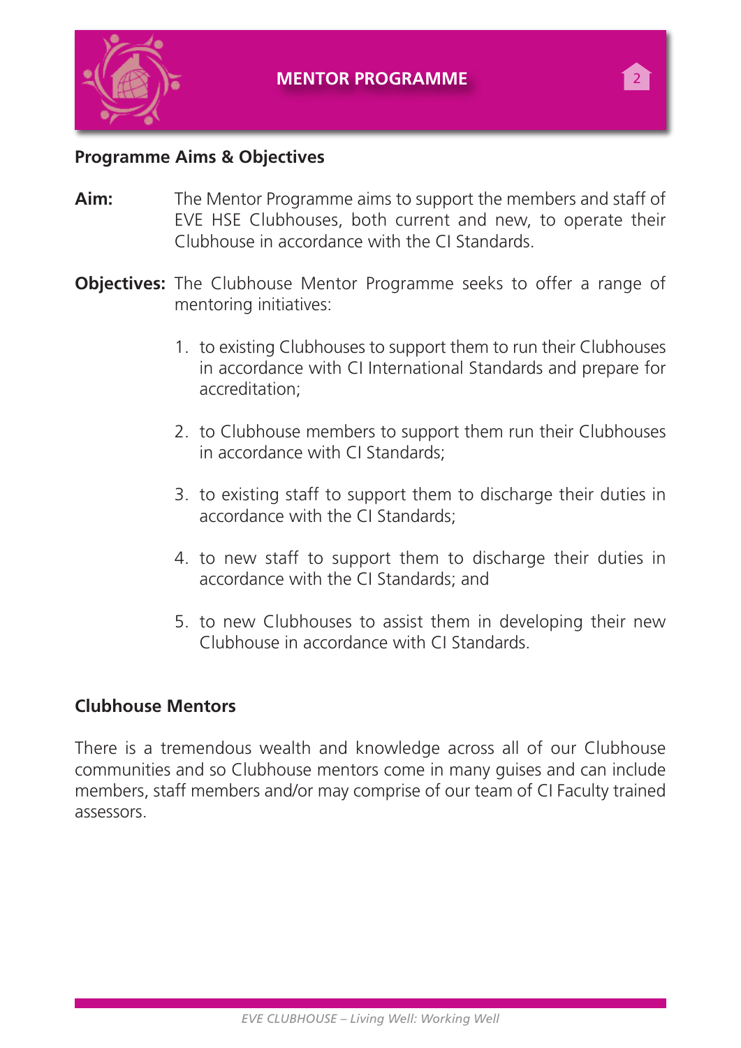## Programme Aims & Objectives

**Aim:** The Mentor Programme aims to support the members and staff of EVE HSE Clubhouses, both current and new, to operate their Clubhouse in accordance with the CI Standards.

**Objectives:** The Clubhouse Mentor Programme seeks to offer a range of mentoring initiatives:

1. to existing Clubhouses to support them to run their Clubhouses in accordance with CI International Standards and prepare for accreditation;

2. to Clubhouse members to support them run their Clubhouses in accordance with CI Standards;

3. to existing staff to support them to discharge their duties in accordance with the CI Standards;

4. to new staff to support them to discharge their duties in accordance with the CI Standards; and

5. to new Clubhouses to assist them in developing their new Clubhouse in accordance with CI Standards.

## Clubhouse Mentors

There is a tremendous wealth and knowledge across all of our Clubhouse communities and so Clubhouse mentors come in many guises and can include members, staff members and/or may comprise of our team of CI Faculty trained assessors.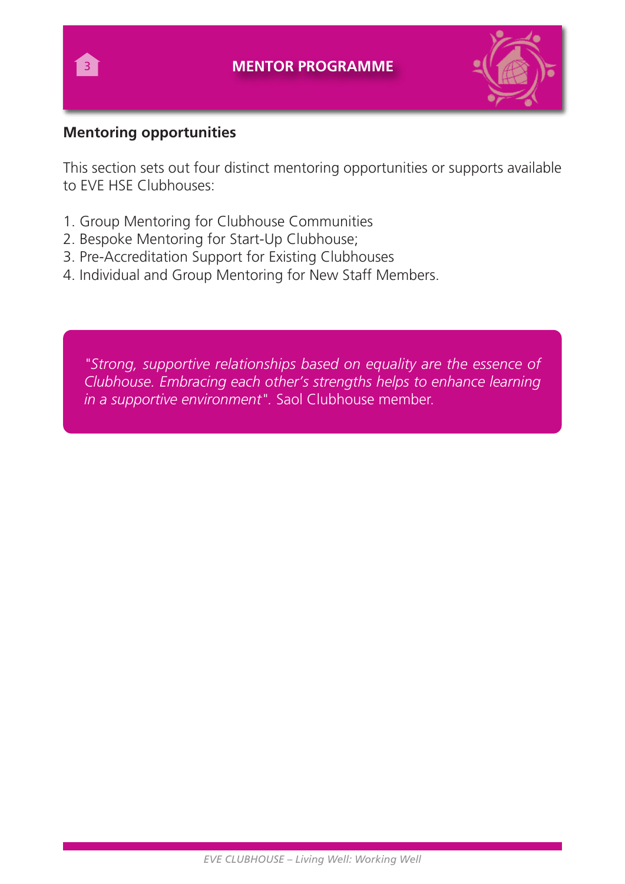## Mentoring opportunities

This section sets out four distinct mentoring opportunities or supports available to EVE HSE Clubhouses:

1. Group Mentoring for Clubhouse Communities
2. Bespoke Mentoring for Start-Up Clubhouse;
3. Pre-Accreditation Support for Existing Clubhouses
4. Individual and Group Mentoring for New Staff Members.

*"Strong, supportive relationships based on equality are the essence of Clubhouse. Embracing each other's strengths helps to enhance learning in a supportive environment"*. Saol Clubhouse member.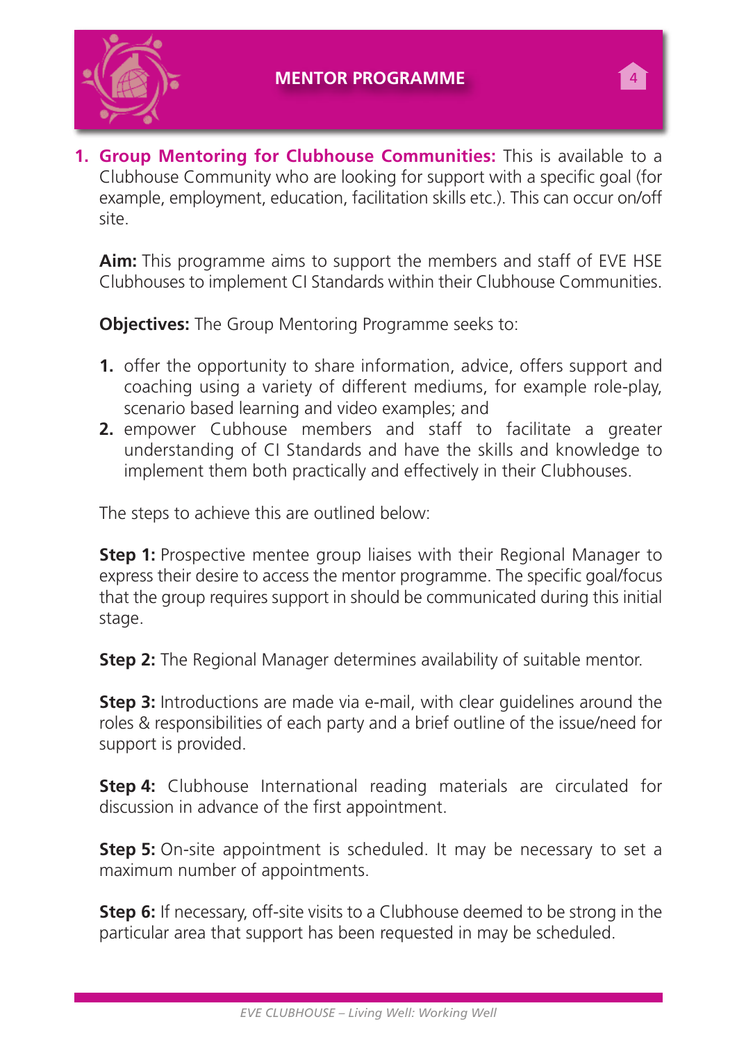1. **Group Mentoring for Clubhouse Communities:** This is available to a Clubhouse Community who are looking for support with a specific goal (for example, employment, education, facilitation skills etc.). This can occur on/off site.

   **Aim:** This programme aims to support the members and staff of EVE HSE Clubhouses to implement CI Standards within their Clubhouse Communities.

   **Objectives:** The Group Mentoring Programme seeks to:

   1. offer the opportunity to share information, advice, offers support and coaching using a variety of different mediums, for example role-play, scenario based learning and video examples; and
   2. empower Cubhouse members and staff to facilitate a greater understanding of CI Standards and have the skills and knowledge to implement them both practically and effectively in their Clubhouses.

   The steps to achieve this are outlined below:

   **Step 1:** Prospective mentee group liaises with their Regional Manager to express their desire to access the mentor programme. The specific goal/focus that the group requires support in should be communicated during this initial stage.

   **Step 2:** The Regional Manager determines availability of suitable mentor.

   **Step 3:** Introductions are made via e-mail, with clear guidelines around the roles & responsibilities of each party and a brief outline of the issue/need for support is provided.

   **Step 4:** Clubhouse International reading materials are circulated for discussion in advance of the first appointment.

   **Step 5:** On-site appointment is scheduled. It may be necessary to set a maximum number of appointments.

   **Step 6:** If necessary, off-site visits to a Clubhouse deemed to be strong in the particular area that support has been requested in may be scheduled.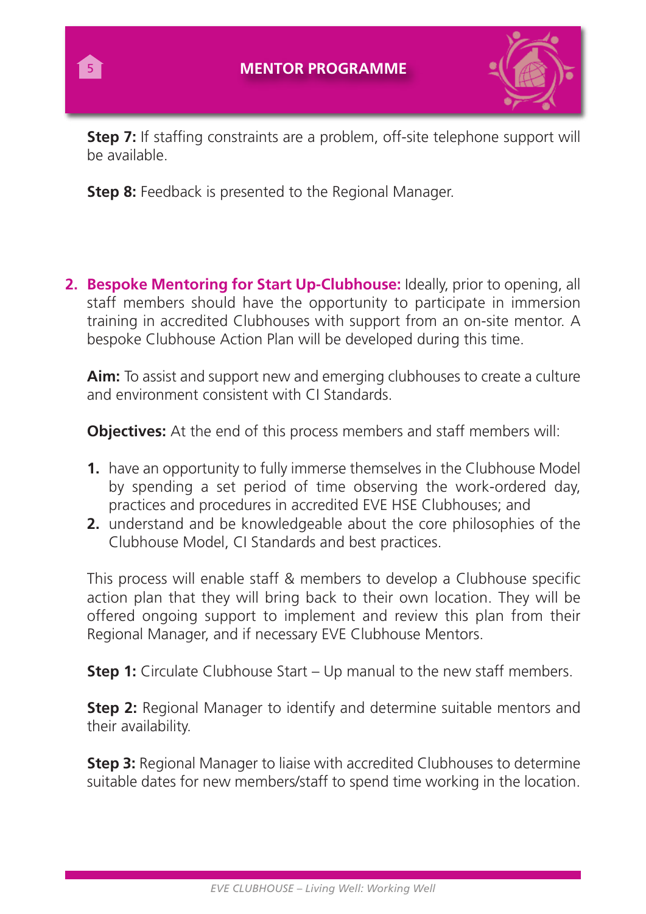**Step 7:** If staffing constraints are a problem, off-site telephone support will be available.

**Step 8:** Feedback is presented to the Regional Manager.

2. **Bespoke Mentoring for Start Up-Clubhouse:** Ideally, prior to opening, all staff members should have the opportunity to participate in immersion training in accredited Clubhouses with support from an on-site mentor. A bespoke Clubhouse Action Plan will be developed during this time.

   **Aim:** To assist and support new and emerging clubhouses to create a culture and environment consistent with CI Standards.

   **Objectives:** At the end of this process members and staff members will:

   1. have an opportunity to fully immerse themselves in the Clubhouse Model by spending a set period of time observing the work-ordered day, practices and procedures in accredited EVE HSE Clubhouses; and
   2. understand and be knowledgeable about the core philosophies of the Clubhouse Model, CI Standards and best practices.

   This process will enable staff & members to develop a Clubhouse specific action plan that they will bring back to their own location. They will be offered ongoing support to implement and review this plan from their Regional Manager, and if necessary EVE Clubhouse Mentors.

   **Step 1:** Circulate Clubhouse Start – Up manual to the new staff members.

   **Step 2:** Regional Manager to identify and determine suitable mentors and their availability.

   **Step 3:** Regional Manager to liaise with accredited Clubhouses to determine suitable dates for new members/staff to spend time working in the location.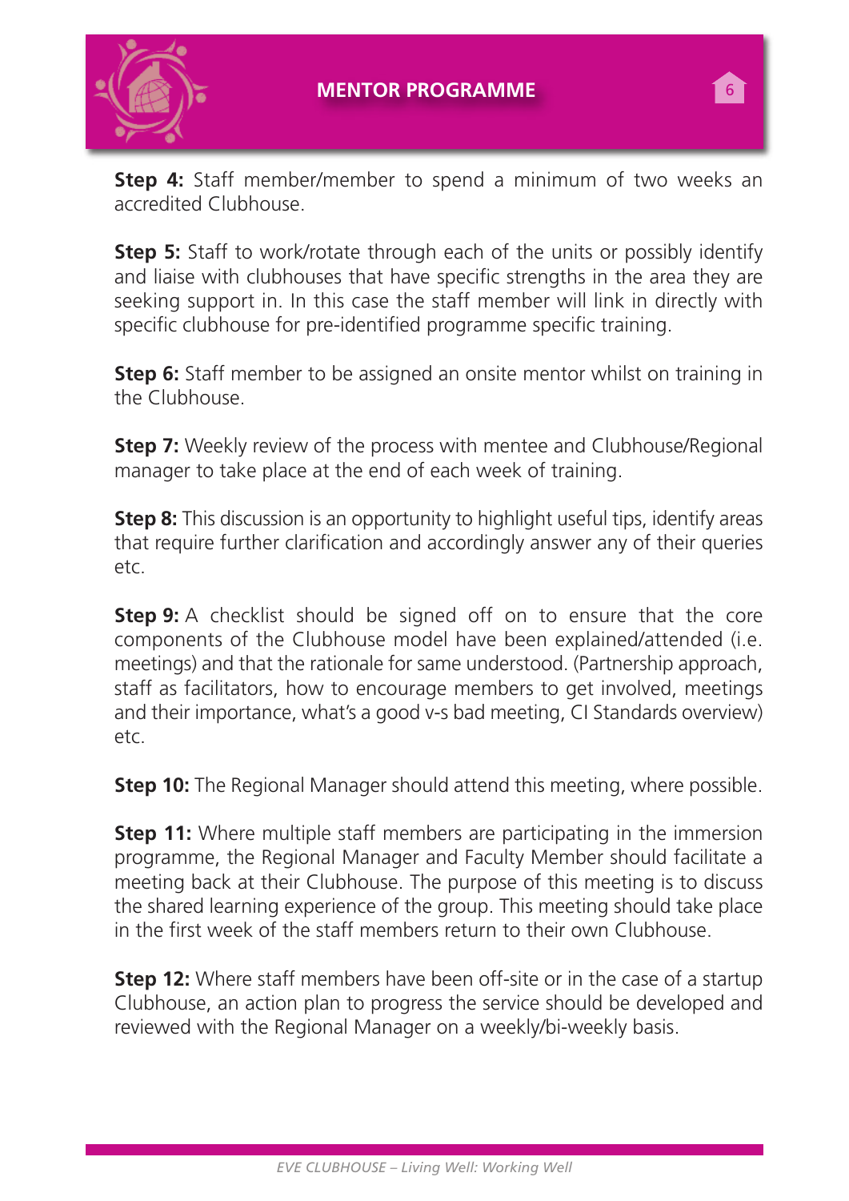**Step 4:** Staff member/member to spend a minimum of two weeks an accredited Clubhouse.

**Step 5:** Staff to work/rotate through each of the units or possibly identify and liaise with clubhouses that have specific strengths in the area they are seeking support in. In this case the staff member will link in directly with specific clubhouse for pre-identified programme specific training.

**Step 6:** Staff member to be assigned an onsite mentor whilst on training in the Clubhouse.

**Step 7:** Weekly review of the process with mentee and Clubhouse/Regional manager to take place at the end of each week of training.

**Step 8:** This discussion is an opportunity to highlight useful tips, identify areas that require further clarification and accordingly answer any of their queries etc.

**Step 9:** A checklist should be signed off on to ensure that the core components of the Clubhouse model have been explained/attended (i.e. meetings) and that the rationale for same understood. (Partnership approach, staff as facilitators, how to encourage members to get involved, meetings and their importance, what's a good v-s bad meeting, CI Standards overview) etc.

**Step 10:** The Regional Manager should attend this meeting, where possible.

**Step 11:** Where multiple staff members are participating in the immersion programme, the Regional Manager and Faculty Member should facilitate a meeting back at their Clubhouse. The purpose of this meeting is to discuss the shared learning experience of the group. This meeting should take place in the first week of the staff members return to their own Clubhouse.

**Step 12:** Where staff members have been off-site or in the case of a startup Clubhouse, an action plan to progress the service should be developed and reviewed with the Regional Manager on a weekly/bi-weekly basis.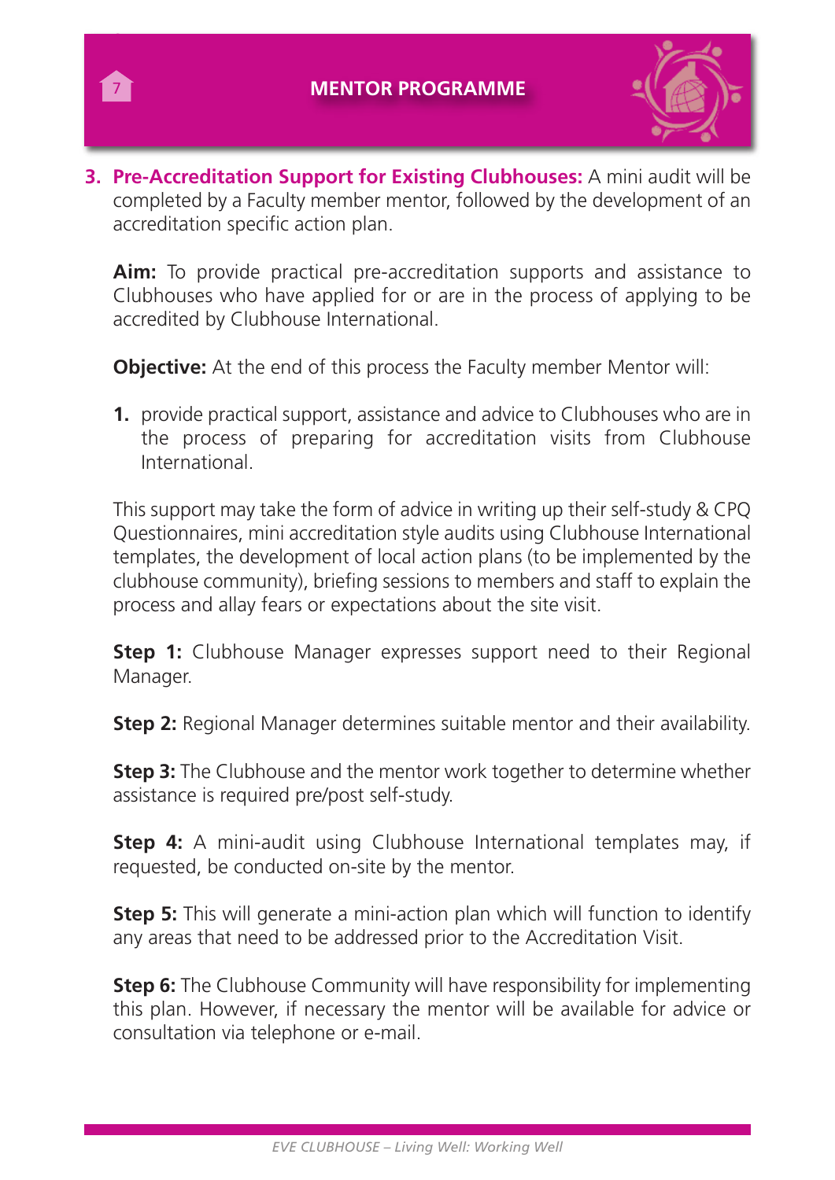3. **Pre-Accreditation Support for Existing Clubhouses:** A mini audit will be completed by a Faculty member mentor, followed by the development of an accreditation specific action plan.

   **Aim:** To provide practical pre-accreditation supports and assistance to Clubhouses who have applied for or are in the process of applying to be accredited by Clubhouse International.

   **Objective:** At the end of this process the Faculty member Mentor will:

   1. provide practical support, assistance and advice to Clubhouses who are in the process of preparing for accreditation visits from Clubhouse International.

   This support may take the form of advice in writing up their self-study & CPQ Questionnaires, mini accreditation style audits using Clubhouse International templates, the development of local action plans (to be implemented by the clubhouse community), briefing sessions to members and staff to explain the process and allay fears or expectations about the site visit.

   **Step 1:** Clubhouse Manager expresses support need to their Regional Manager.

   **Step 2:** Regional Manager determines suitable mentor and their availability.

   **Step 3:** The Clubhouse and the mentor work together to determine whether assistance is required pre/post self-study.

   **Step 4:** A mini-audit using Clubhouse International templates may, if requested, be conducted on-site by the mentor.

   **Step 5:** This will generate a mini-action plan which will function to identify any areas that need to be addressed prior to the Accreditation Visit.

   **Step 6:** The Clubhouse Community will have responsibility for implementing this plan. However, if necessary the mentor will be available for advice or consultation via telephone or e-mail.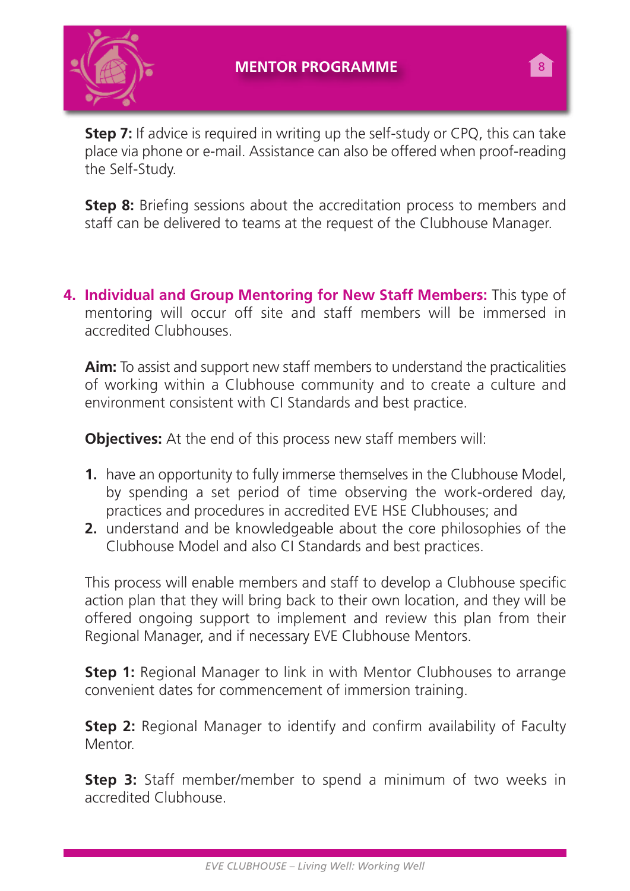**Step 7:** If advice is required in writing up the self-study or CPQ, this can take place via phone or e-mail. Assistance can also be offered when proof-reading the Self-Study.

**Step 8:** Briefing sessions about the accreditation process to members and staff can be delivered to teams at the request of the Clubhouse Manager.

4. **Individual and Group Mentoring for New Staff Members:** This type of mentoring will occur off site and staff members will be immersed in accredited Clubhouses.

   **Aim:** To assist and support new staff members to understand the practicalities of working within a Clubhouse community and to create a culture and environment consistent with CI Standards and best practice.

   **Objectives:** At the end of this process new staff members will:

   1. have an opportunity to fully immerse themselves in the Clubhouse Model, by spending a set period of time observing the work-ordered day, practices and procedures in accredited EVE HSE Clubhouses; and
   2. understand and be knowledgeable about the core philosophies of the Clubhouse Model and also CI Standards and best practices.

   This process will enable members and staff to develop a Clubhouse specific action plan that they will bring back to their own location, and they will be offered ongoing support to implement and review this plan from their Regional Manager, and if necessary EVE Clubhouse Mentors.

   **Step 1:** Regional Manager to link in with Mentor Clubhouses to arrange convenient dates for commencement of immersion training.

   **Step 2:** Regional Manager to identify and confirm availability of Faculty Mentor.

   **Step 3:** Staff member/member to spend a minimum of two weeks in accredited Clubhouse.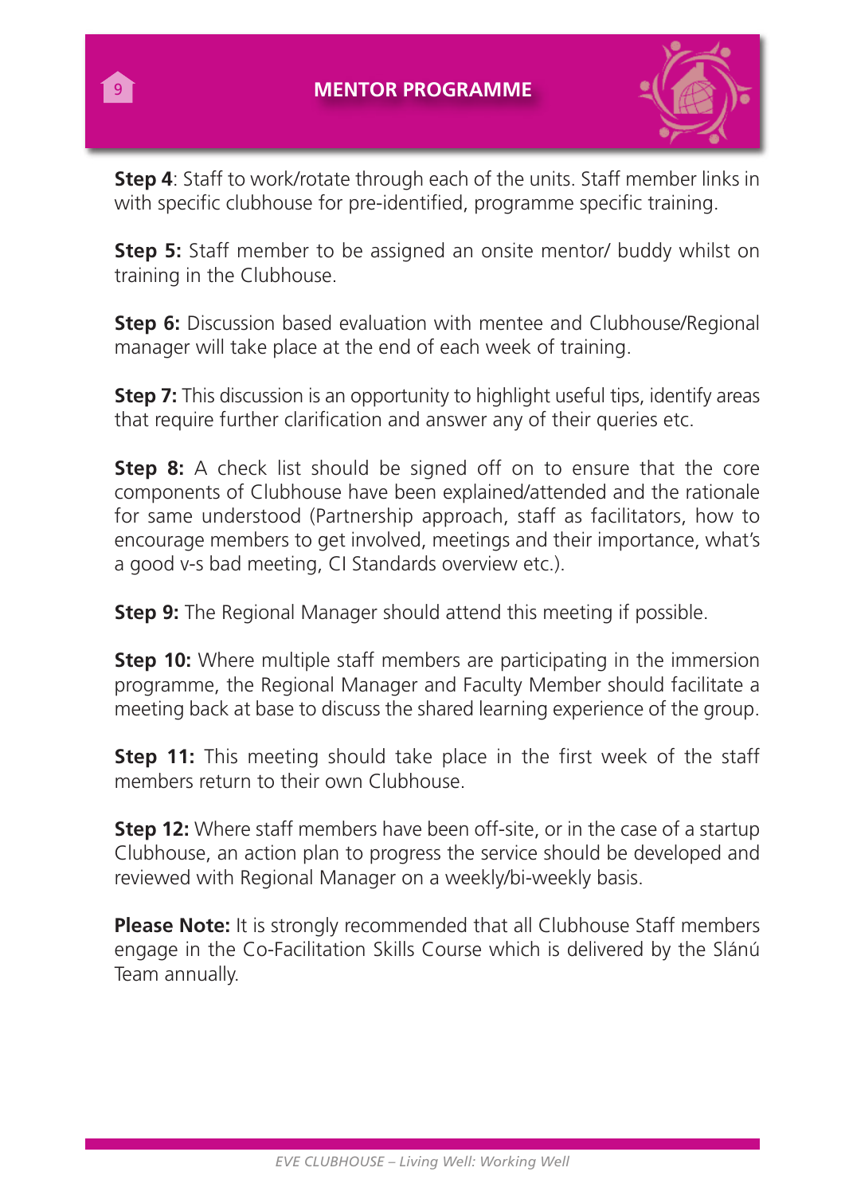## MENTOR PROGRAMME

**Step 4**: Staff to work/rotate through each of the units. Staff member links in with specific clubhouse for pre-identified, programme specific training.

**Step 5:** Staff member to be assigned an onsite mentor/ buddy whilst on training in the Clubhouse.

**Step 6:** Discussion based evaluation with mentee and Clubhouse/Regional manager will take place at the end of each week of training.

**Step 7:** This discussion is an opportunity to highlight useful tips, identify areas that require further clarification and answer any of their queries etc.

**Step 8:** A check list should be signed off on to ensure that the core components of Clubhouse have been explained/attended and the rationale for same understood (Partnership approach, staff as facilitators, how to encourage members to get involved, meetings and their importance, what's a good v-s bad meeting, CI Standards overview etc.).

**Step 9:** The Regional Manager should attend this meeting if possible.

**Step 10:** Where multiple staff members are participating in the immersion programme, the Regional Manager and Faculty Member should facilitate a meeting back at base to discuss the shared learning experience of the group.

**Step 11:** This meeting should take place in the first week of the staff members return to their own Clubhouse.

**Step 12:** Where staff members have been off-site, or in the case of a startup Clubhouse, an action plan to progress the service should be developed and reviewed with Regional Manager on a weekly/bi-weekly basis.

**Please Note:** It is strongly recommended that all Clubhouse Staff members engage in the Co-Facilitation Skills Course which is delivered by the Slánú Team annually.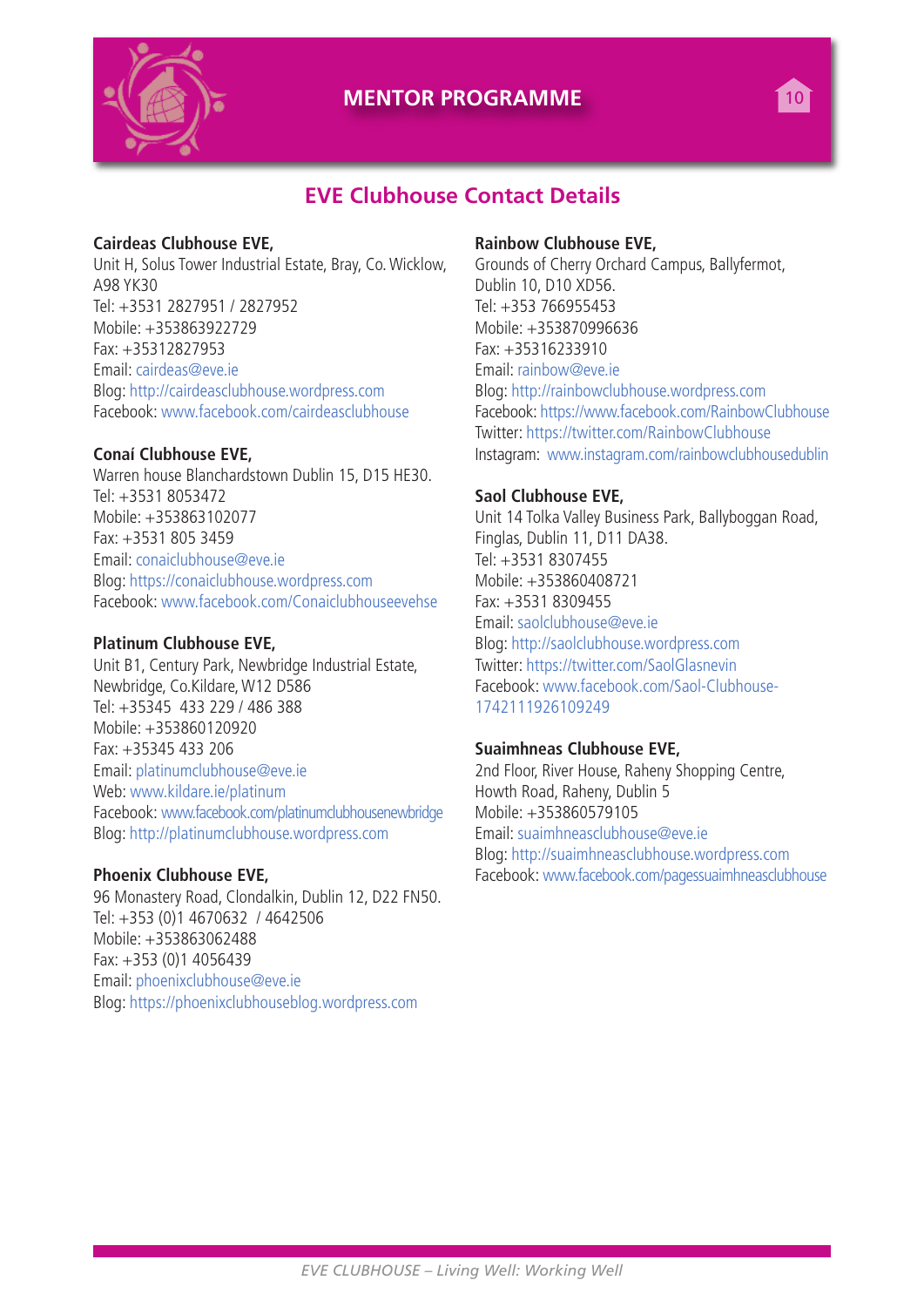## EVE Clubhouse Contact Details

**Cairdeas Clubhouse EVE,**
Unit H, Solus Tower Industrial Estate, Bray, Co. Wicklow, A98 YK30
Tel: +3531 2827951 / 2827952
Mobile: +353863922729
Fax: +35312827953
Email: cairdeas@eve.ie
Blog: http://cairdeasclubhouse.wordpress.com
Facebook: www.facebook.com/cairdeasclubhouse

**Conaí Clubhouse EVE,**
Warren house Blanchardstown Dublin 15, D15 HE30.
Tel: +3531 8053472
Mobile: +353863102077
Fax: +3531 805 3459
Email: conaiclubhouse@eve.ie
Blog: https://conaiclubhouse.wordpress.com
Facebook: www.facebook.com/Conaiclubhouseevehse

**Platinum Clubhouse EVE,**
Unit B1, Century Park, Newbridge Industrial Estate, Newbridge, Co.Kildare, W12 D586
Tel: +35345 433 229 / 486 388
Mobile: +353860120920
Fax: +35345 433 206
Email: platinumclubhouse@eve.ie
Web: www.kildare.ie/platinum
Facebook: www.facebook.com/platinumclubhousenewbridge
Blog: http://platinumclubhouse.wordpress.com

**Phoenix Clubhouse EVE,**
96 Monastery Road, Clondalkin, Dublin 12, D22 FN50.
Tel: +353 (0)1 4670632 / 4642506
Mobile: +353863062488
Fax: +353 (0)1 4056439
Email: phoenixclubhouse@eve.ie
Blog: https://phoenixclubhouseblog.wordpress.com

**Rainbow Clubhouse EVE,**
Grounds of Cherry Orchard Campus, Ballyfermot, Dublin 10, D10 XD56.
Tel: +353 766955453
Mobile: +353870996636
Fax: +35316233910
Email: rainbow@eve.ie
Blog: http://rainbowclubhouse.wordpress.com
Facebook: https://www.facebook.com/RainbowClubhouse
Twitter: https://twitter.com/RainbowClubhouse
Instagram: www.instagram.com/rainbowclubhousedublin

**Saol Clubhouse EVE,**
Unit 14 Tolka Valley Business Park, Ballyboggan Road, Finglas, Dublin 11, D11 DA38.
Tel: +3531 8307455
Mobile: +353860408721
Fax: +3531 8309455
Email: saolclubhouse@eve.ie
Blog: http://saolclubhouse.wordpress.com
Twitter: https://twitter.com/SaolGlasnevin
Facebook: www.facebook.com/Saol-Clubhouse-1742111926109249

**Suaimhneas Clubhouse EVE,**
2nd Floor, River House, Raheny Shopping Centre, Howth Road, Raheny, Dublin 5
Mobile: +353860579105
Email: suaimhneasclubhouse@eve.ie
Blog: http://suaimhneasclubhouse.wordpress.com
Facebook: www.facebook.com/pagessuaimhneasclubhouse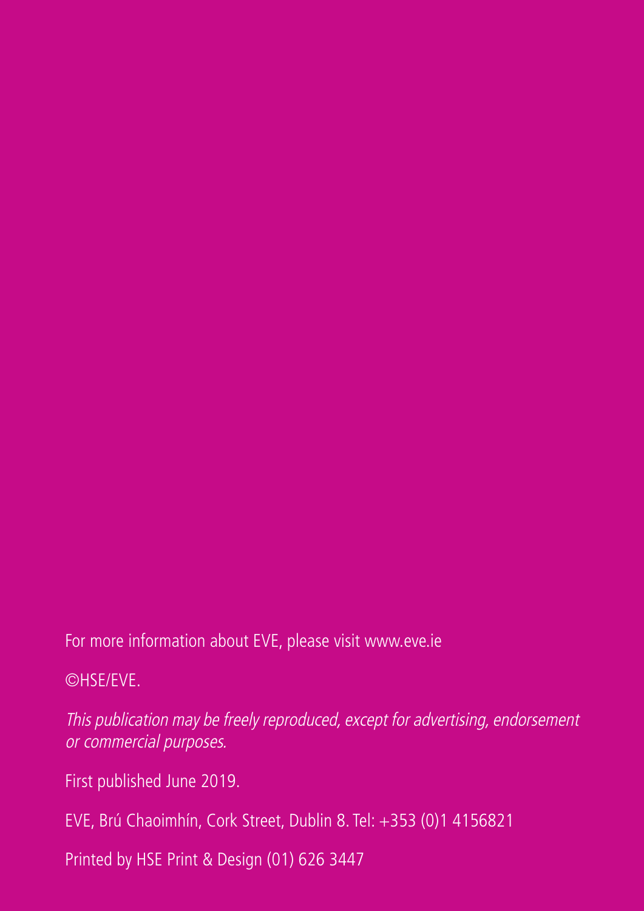For more information about EVE, please visit www.eve.ie

©HSE/EVE.

*This publication may be freely reproduced, except for advertising, endorsement or commercial purposes.*

First published June 2019.

EVE, Brú Chaoimhín, Cork Street, Dublin 8. Tel: +353 (0)1 4156821

Printed by HSE Print & Design (01) 626 3447